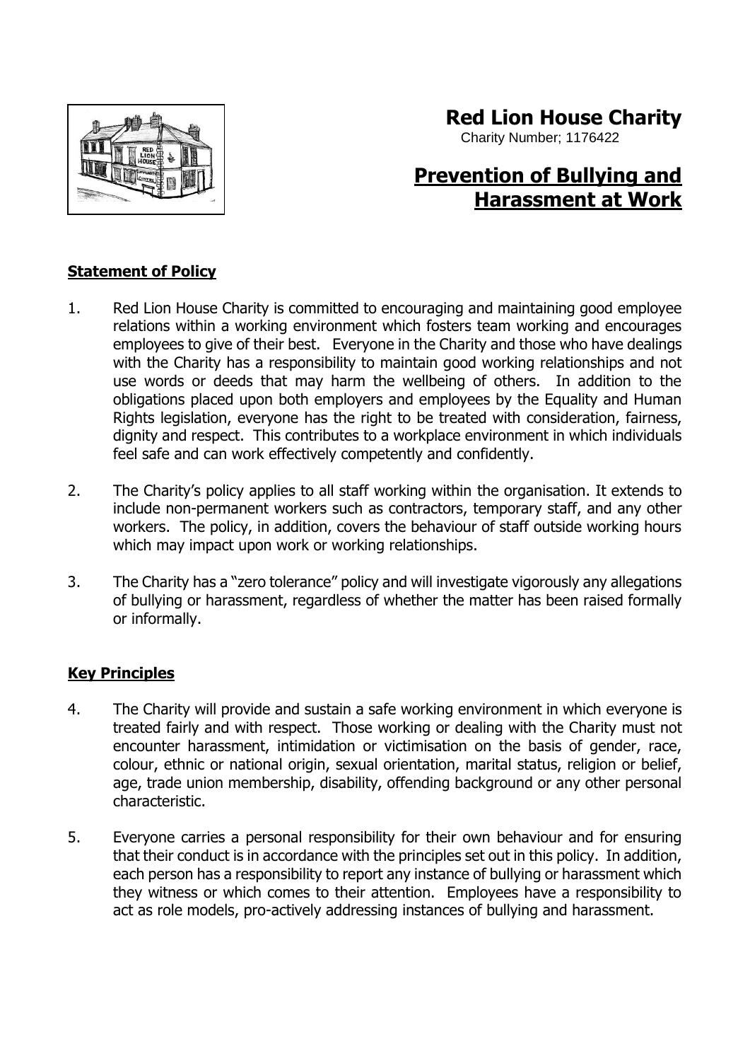# Red Lion House Charity

Charity Number; 1176422

# Prevention of Bullying and Harassment at Work

## Statement of Policy

1. Red Lion House Charity is committed to encouraging and maintaining good employee relations within a working environment which fosters team working and encourages employees to give of their best. Everyone in the Charity and those who have dealings with the Charity has a responsibility to maintain good working relationships and not use words or deeds that may harm the wellbeing of others. In addition to the obligations placed upon both employers and employees by the Equality and Human Rights legislation, everyone has the right to be treated with consideration, fairness, dignity and respect. This contributes to a workplace environment in which individuals feel safe and can work effectively competently and confidently.

2. The Charity's policy applies to all staff working within the organisation. It extends to include non-permanent workers such as contractors, temporary staff, and any other workers. The policy, in addition, covers the behaviour of staff outside working hours which may impact upon work or working relationships.

3. The Charity has a "zero tolerance" policy and will investigate vigorously any allegations of bullying or harassment, regardless of whether the matter has been raised formally or informally.

## Key Principles

4. The Charity will provide and sustain a safe working environment in which everyone is treated fairly and with respect. Those working or dealing with the Charity must not encounter harassment, intimidation or victimisation on the basis of gender, race, colour, ethnic or national origin, sexual orientation, marital status, religion or belief, age, trade union membership, disability, offending background or any other personal characteristic.

5. Everyone carries a personal responsibility for their own behaviour and for ensuring that their conduct is in accordance with the principles set out in this policy. In addition, each person has a responsibility to report any instance of bullying or harassment which they witness or which comes to their attention. Employees have a responsibility to act as role models, pro-actively addressing instances of bullying and harassment.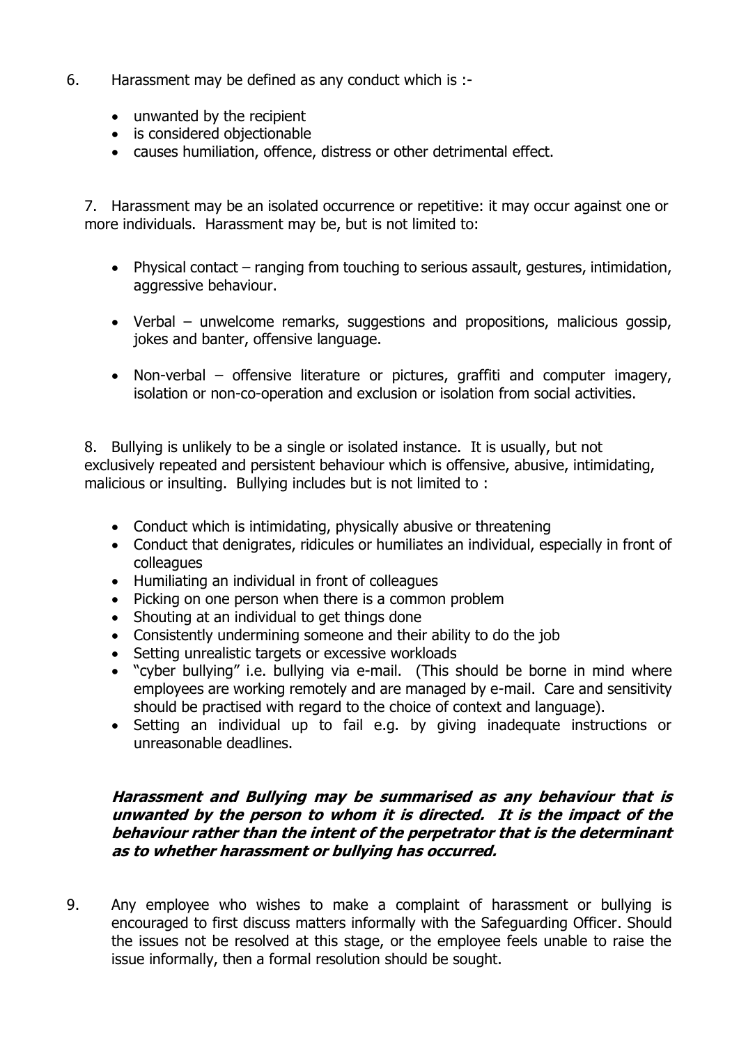6. Harassment may be defined as any conduct which is :-

- unwanted by the recipient
- is considered objectionable
- causes humiliation, offence, distress or other detrimental effect.

7. Harassment may be an isolated occurrence or repetitive: it may occur against one or more individuals. Harassment may be, but is not limited to:

- Physical contact – ranging from touching to serious assault, gestures, intimidation, aggressive behaviour.
- Verbal – unwelcome remarks, suggestions and propositions, malicious gossip, jokes and banter, offensive language.
- Non-verbal – offensive literature or pictures, graffiti and computer imagery, isolation or non-co-operation and exclusion or isolation from social activities.

8. Bullying is unlikely to be a single or isolated instance. It is usually, but not exclusively repeated and persistent behaviour which is offensive, abusive, intimidating, malicious or insulting. Bullying includes but is not limited to :

- Conduct which is intimidating, physically abusive or threatening
- Conduct that denigrates, ridicules or humiliates an individual, especially in front of colleagues
- Humiliating an individual in front of colleagues
- Picking on one person when there is a common problem
- Shouting at an individual to get things done
- Consistently undermining someone and their ability to do the job
- Setting unrealistic targets or excessive workloads
- "cyber bullying" i.e. bullying via e-mail. (This should be borne in mind where employees are working remotely and are managed by e-mail. Care and sensitivity should be practised with regard to the choice of context and language).
- Setting an individual up to fail e.g. by giving inadequate instructions or unreasonable deadlines.

***Harassment and Bullying may be summarised as any behaviour that is unwanted by the person to whom it is directed. It is the impact of the behaviour rather than the intent of the perpetrator that is the determinant as to whether harassment or bullying has occurred.***

9. Any employee who wishes to make a complaint of harassment or bullying is encouraged to first discuss matters informally with the Safeguarding Officer. Should the issues not be resolved at this stage, or the employee feels unable to raise the issue informally, then a formal resolution should be sought.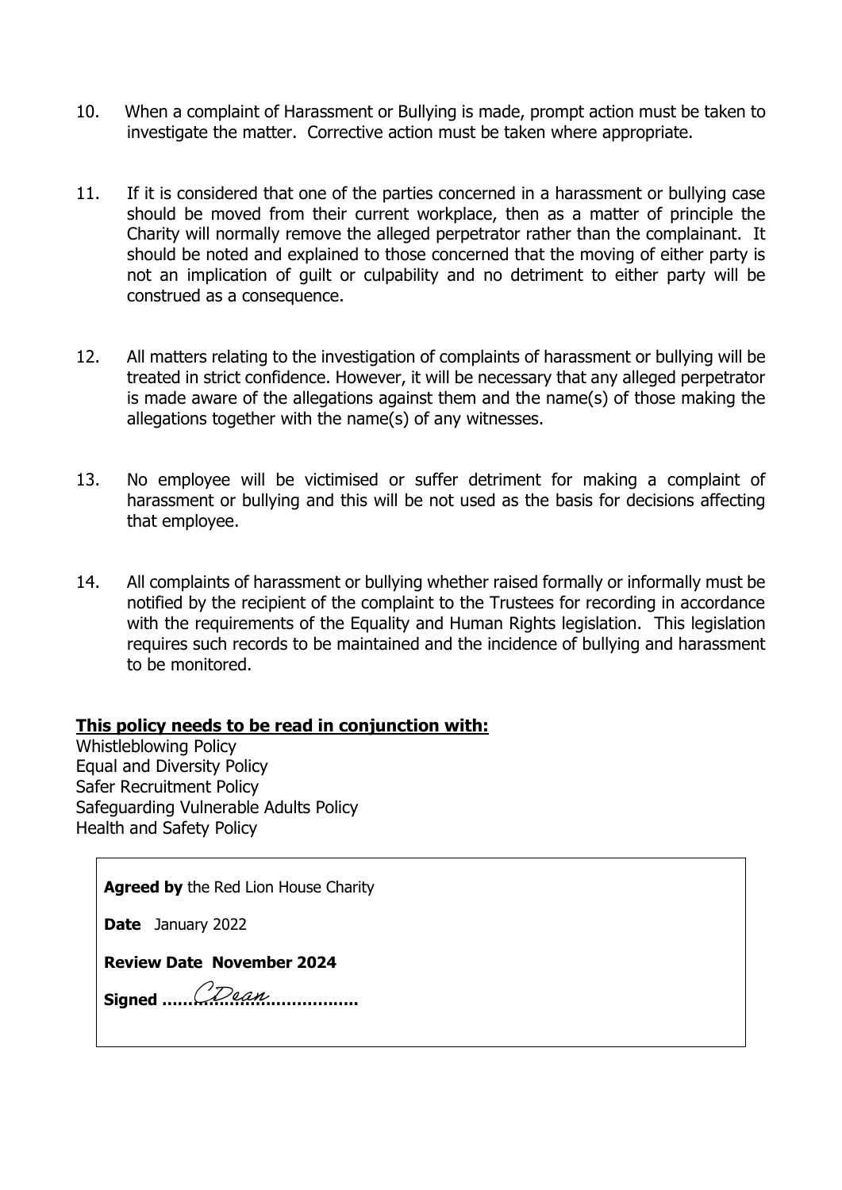10. When a complaint of Harassment or Bullying is made, prompt action must be taken to investigate the matter. Corrective action must be taken where appropriate.

11. If it is considered that one of the parties concerned in a harassment or bullying case should be moved from their current workplace, then as a matter of principle the Charity will normally remove the alleged perpetrator rather than the complainant. It should be noted and explained to those concerned that the moving of either party is not an implication of guilt or culpability and no detriment to either party will be construed as a consequence.

12. All matters relating to the investigation of complaints of harassment or bullying will be treated in strict confidence. However, it will be necessary that any alleged perpetrator is made aware of the allegations against them and the name(s) of those making the allegations together with the name(s) of any witnesses.

13. No employee will be victimised or suffer detriment for making a complaint of harassment or bullying and this will be not used as the basis for decisions affecting that employee.

14. All complaints of harassment or bullying whether raised formally or informally must be notified by the recipient of the complaint to the Trustees for recording in accordance with the requirements of the Equality and Human Rights legislation. This legislation requires such records to be maintained and the incidence of bullying and harassment to be monitored.

**This policy needs to be read in conjunction with:**

Whistleblowing Policy
Equal and Diversity Policy
Safer Recruitment Policy
Safeguarding Vulnerable Adults Policy
Health and Safety Policy

**Agreed by** the Red Lion House Charity

**Date** January 2022

**Review Date November 2024**

**Signed** ……CDean……………….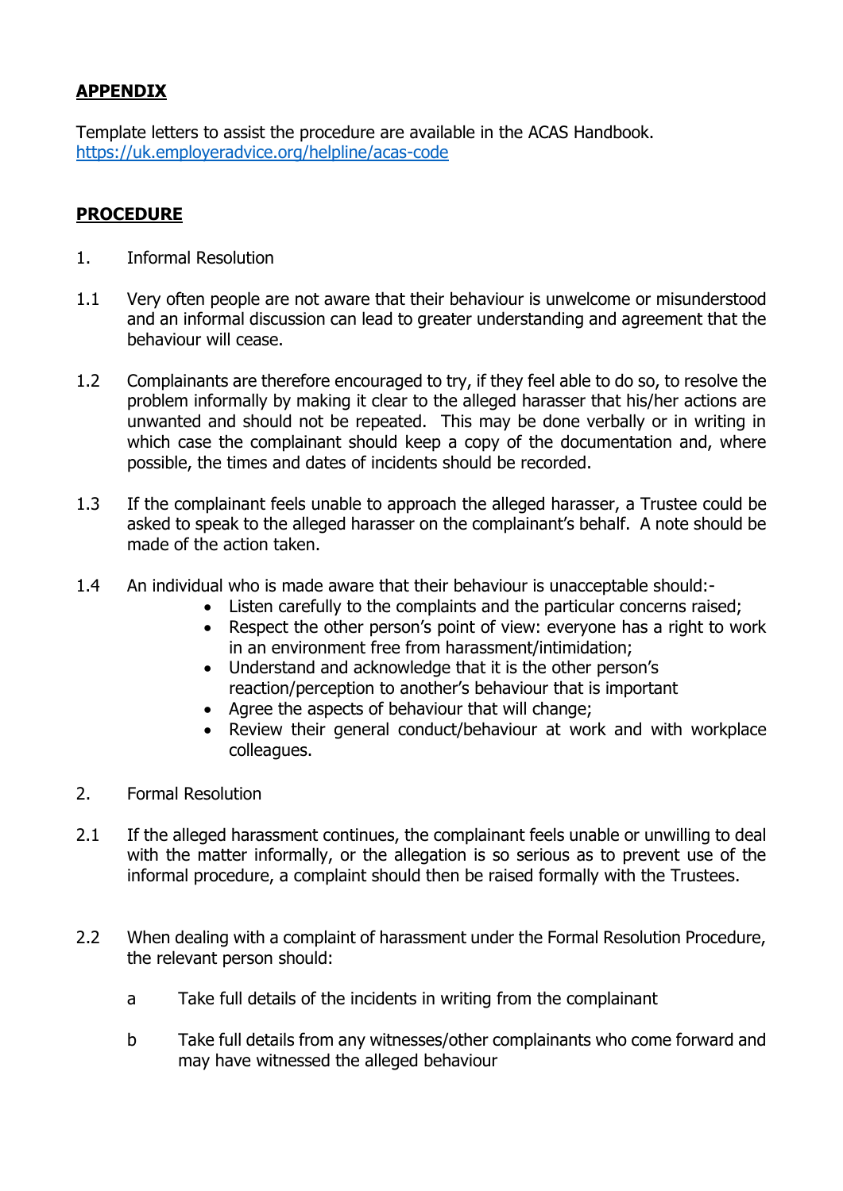## **APPENDIX**

Template letters to assist the procedure are available in the ACAS Handbook.
[https://uk.employeradvice.org/helpline/acas-code](https://uk.employeradvice.org/helpline/acas-code)

## **PROCEDURE**

1. Informal Resolution

1.1 Very often people are not aware that their behaviour is unwelcome or misunderstood and an informal discussion can lead to greater understanding and agreement that the behaviour will cease.

1.2 Complainants are therefore encouraged to try, if they feel able to do so, to resolve the problem informally by making it clear to the alleged harasser that his/her actions are unwanted and should not be repeated. This may be done verbally or in writing in which case the complainant should keep a copy of the documentation and, where possible, the times and dates of incidents should be recorded.

1.3 If the complainant feels unable to approach the alleged harasser, a Trustee could be asked to speak to the alleged harasser on the complainant's behalf. A note should be made of the action taken.

1.4 An individual who is made aware that their behaviour is unacceptable should:-

- Listen carefully to the complaints and the particular concerns raised;
- Respect the other person's point of view: everyone has a right to work in an environment free from harassment/intimidation;
- Understand and acknowledge that it is the other person's reaction/perception to another's behaviour that is important
- Agree the aspects of behaviour that will change;
- Review their general conduct/behaviour at work and with workplace colleagues.

2. Formal Resolution

2.1 If the alleged harassment continues, the complainant feels unable or unwilling to deal with the matter informally, or the allegation is so serious as to prevent use of the informal procedure, a complaint should then be raised formally with the Trustees.

2.2 When dealing with a complaint of harassment under the Formal Resolution Procedure, the relevant person should:

a Take full details of the incidents in writing from the complainant

b Take full details from any witnesses/other complainants who come forward and may have witnessed the alleged behaviour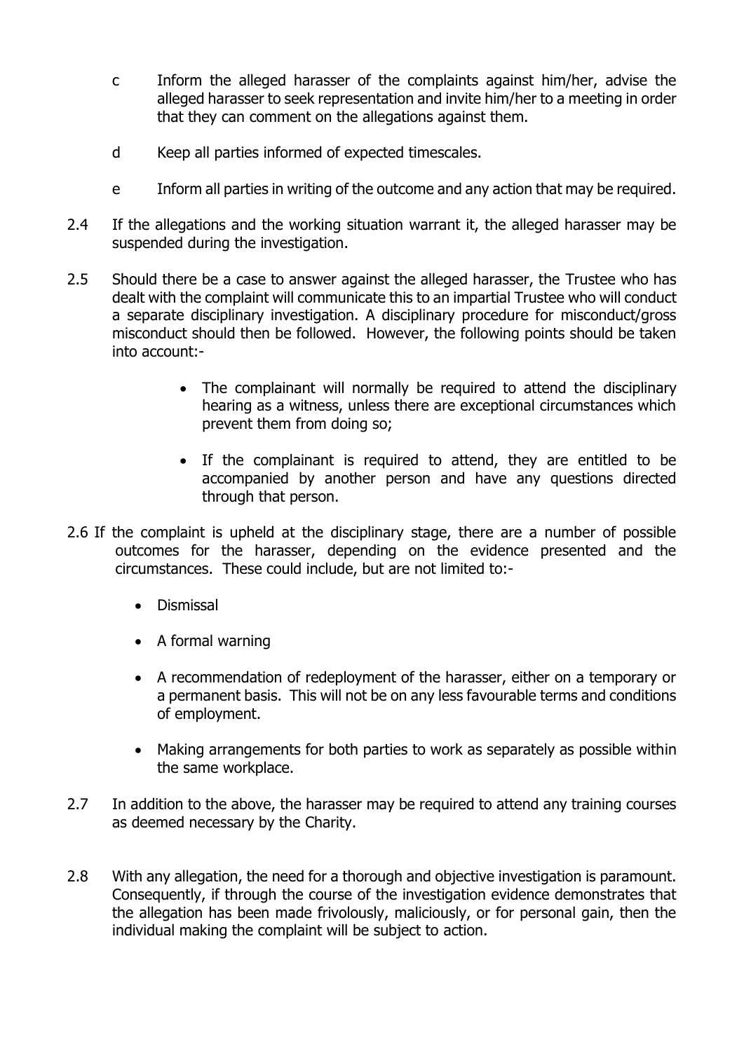c Inform the alleged harasser of the complaints against him/her, advise the alleged harasser to seek representation and invite him/her to a meeting in order that they can comment on the allegations against them.

d Keep all parties informed of expected timescales.

e Inform all parties in writing of the outcome and any action that may be required.

2.4 If the allegations and the working situation warrant it, the alleged harasser may be suspended during the investigation.

2.5 Should there be a case to answer against the alleged harasser, the Trustee who has dealt with the complaint will communicate this to an impartial Trustee who will conduct a separate disciplinary investigation. A disciplinary procedure for misconduct/gross misconduct should then be followed. However, the following points should be taken into account:-

- The complainant will normally be required to attend the disciplinary hearing as a witness, unless there are exceptional circumstances which prevent them from doing so;
- If the complainant is required to attend, they are entitled to be accompanied by another person and have any questions directed through that person.

2.6 If the complaint is upheld at the disciplinary stage, there are a number of possible outcomes for the harasser, depending on the evidence presented and the circumstances. These could include, but are not limited to:-

- Dismissal
- A formal warning
- A recommendation of redeployment of the harasser, either on a temporary or a permanent basis. This will not be on any less favourable terms and conditions of employment.
- Making arrangements for both parties to work as separately as possible within the same workplace.

2.7 In addition to the above, the harasser may be required to attend any training courses as deemed necessary by the Charity.

2.8 With any allegation, the need for a thorough and objective investigation is paramount. Consequently, if through the course of the investigation evidence demonstrates that the allegation has been made frivolously, maliciously, or for personal gain, then the individual making the complaint will be subject to action.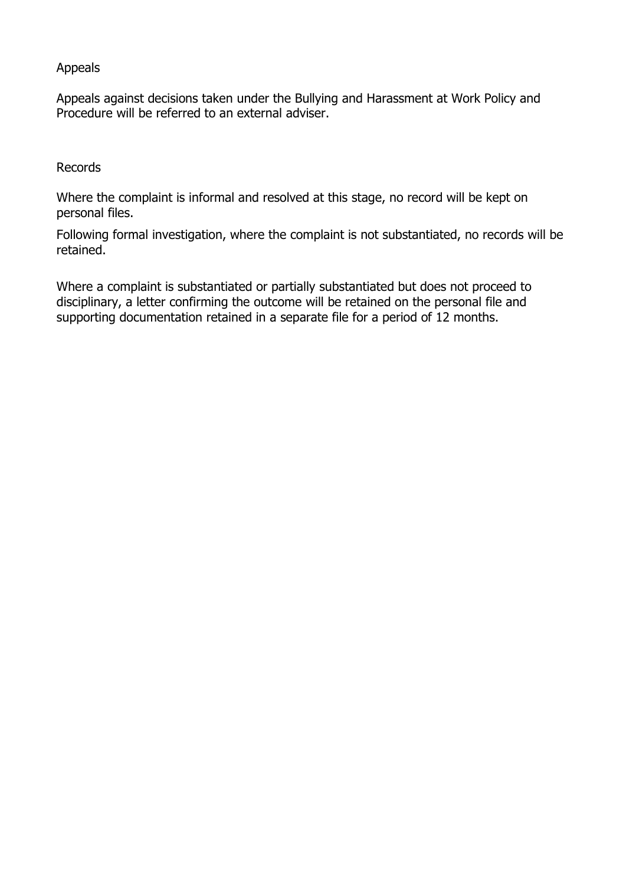## Appeals

Appeals against decisions taken under the Bullying and Harassment at Work Policy and Procedure will be referred to an external adviser.

## Records

Where the complaint is informal and resolved at this stage, no record will be kept on personal files.

Following formal investigation, where the complaint is not substantiated, no records will be retained.

Where a complaint is substantiated or partially substantiated but does not proceed to disciplinary, a letter confirming the outcome will be retained on the personal file and supporting documentation retained in a separate file for a period of 12 months.